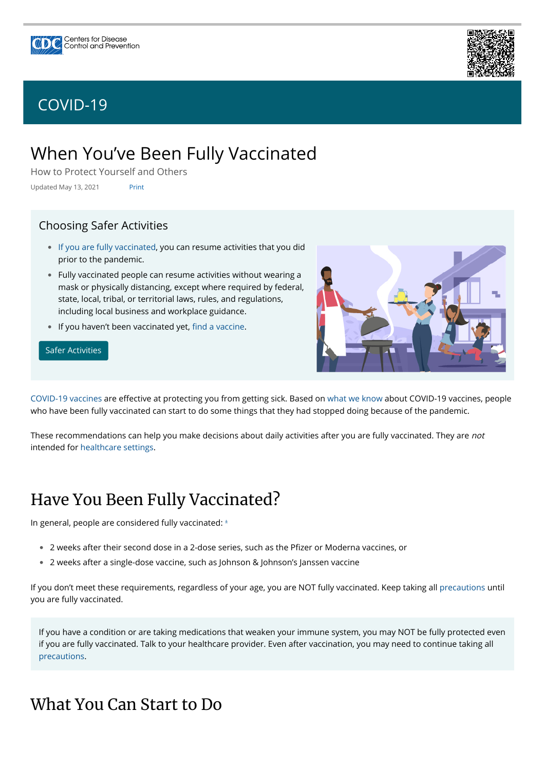Centers for Disease Control and Prevention

COVID-19

# When You've Been Fully Vaccinated

How to Protect Yourself and Others

Updated May 13, 2021 Print

## Choosing Safer Activities

- If you are fully vaccinated, you can resume activities that you did prior to the pandemic.
- Fully vaccinated people can resume activities without wearing a mask or physically distancing, except where required by federal, state, local, tribal, or territorial laws, rules, and regulations, including local business and workplace guidance.
- If you haven't been vaccinated yet, find a vaccine.

Safer Activities

COVID-19 vaccines are effective at protecting you from getting sick. Based on what we know about COVID-19 vaccines, people who have been fully vaccinated can start to do some things that they had stopped doing because of the pandemic.

These recommendations can help you make decisions about daily activities after you are fully vaccinated. They are *not* intended for healthcare settings.

## Have You Been Fully Vaccinated?

In general, people are considered fully vaccinated: ±

- 2 weeks after their second dose in a 2-dose series, such as the Pfizer or Moderna vaccines, or
- 2 weeks after a single-dose vaccine, such as Johnson & Johnson's Janssen vaccine

If you don't meet these requirements, regardless of your age, you are NOT fully vaccinated. Keep taking all precautions until you are fully vaccinated.

If you have a condition or are taking medications that weaken your immune system, you may NOT be fully protected even if you are fully vaccinated. Talk to your healthcare provider. Even after vaccination, you may need to continue taking all precautions.

## What You Can Start to Do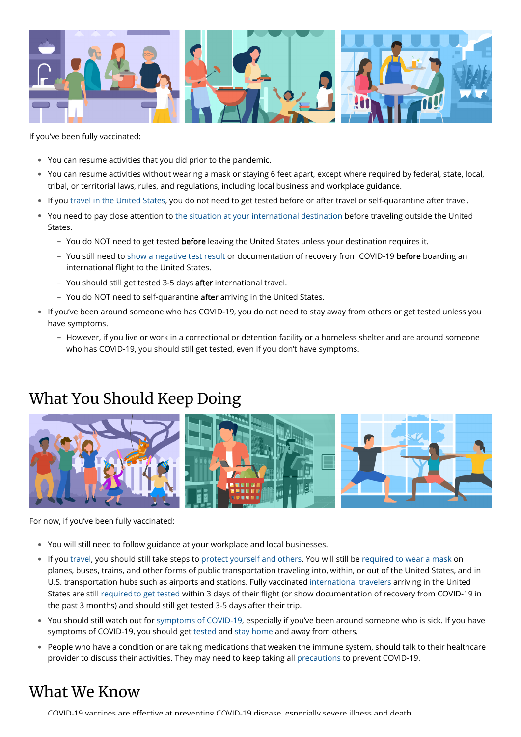If you've been fully vaccinated:

- You can resume activities that you did prior to the pandemic.
- You can resume activities without wearing a mask or staying 6 feet apart, except where required by federal, state, local, tribal, or territorial laws, rules, and regulations, including local business and workplace guidance.
- If you travel in the United States, you do not need to get tested before or after travel or self-quarantine after travel.
- You need to pay close attention to the situation at your international destination before traveling outside the United States.
  - You do NOT need to get tested **before** leaving the United States unless your destination requires it.
  - You still need to show a negative test result or documentation of recovery from COVID-19 **before** boarding an international flight to the United States.
  - You should still get tested 3-5 days **after** international travel.
  - You do NOT need to self-quarantine **after** arriving in the United States.
- If you've been around someone who has COVID-19, you do not need to stay away from others or get tested unless you have symptoms.
  - However, if you live or work in a correctional or detention facility or a homeless shelter and are around someone who has COVID-19, you should still get tested, even if you don't have symptoms.

## What You Should Keep Doing

For now, if you've been fully vaccinated:

- You will still need to follow guidance at your workplace and local businesses.
- If you travel, you should still take steps to protect yourself and others. You will still be required to wear a mask on planes, buses, trains, and other forms of public transportation traveling into, within, or out of the United States, and in U.S. transportation hubs such as airports and stations. Fully vaccinated international travelers arriving in the United States are still required to get tested within 3 days of their flight (or show documentation of recovery from COVID-19 in the past 3 months) and should still get tested 3-5 days after their trip.
- You should still watch out for symptoms of COVID-19, especially if you've been around someone who is sick. If you have symptoms of COVID-19, you should get tested and stay home and away from others.
- People who have a condition or are taking medications that weaken the immune system, should talk to their healthcare provider to discuss their activities. They may need to keep taking all precautions to prevent COVID-19.

## What We Know

COVID-19 vaccines are effective at preventing COVID-19 disease, especially severe illness and death.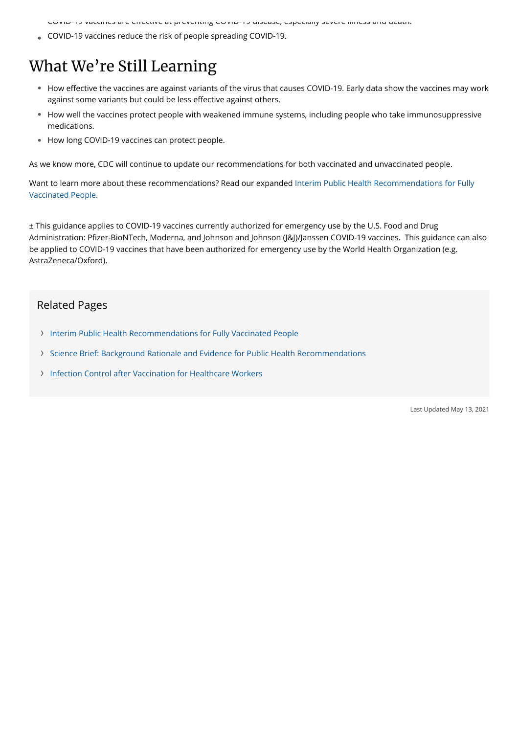- COVID-19 vaccines are effective at preventing COVID-19 disease, especially severe illness and death.
- COVID-19 vaccines reduce the risk of people spreading COVID-19.

# What We're Still Learning

- How effective the vaccines are against variants of the virus that causes COVID-19. Early data show the vaccines may work against some variants but could be less effective against others.
- How well the vaccines protect people with weakened immune systems, including people who take immunosuppressive medications.
- How long COVID-19 vaccines can protect people.

As we know more, CDC will continue to update our recommendations for both vaccinated and unvaccinated people.

Want to learn more about these recommendations? Read our expanded Interim Public Health Recommendations for Fully Vaccinated People.

± This guidance applies to COVID-19 vaccines currently authorized for emergency use by the U.S. Food and Drug Administration: Pfizer-BioNTech, Moderna, and Johnson and Johnson (J&J)/Janssen COVID-19 vaccines. This guidance can also be applied to COVID-19 vaccines that have been authorized for emergency use by the World Health Organization (e.g. AstraZeneca/Oxford).

## Related Pages

- Interim Public Health Recommendations for Fully Vaccinated People
- Science Brief: Background Rationale and Evidence for Public Health Recommendations
- Infection Control after Vaccination for Healthcare Workers

Last Updated May 13, 2021